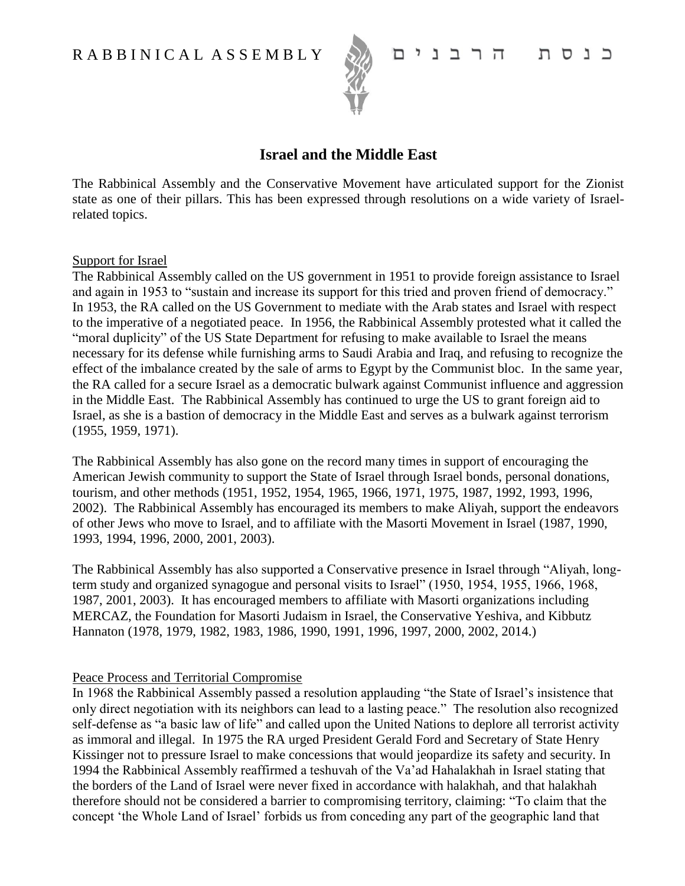RABBINICAL ASSEMBLY כנסת הרבנים

# Israel and the Middle East

The Rabbinical Assembly and the Conservative Movement have articulated support for the Zionist state as one of their pillars. This has been expressed through resolutions on a wide variety of Israel-related topics.

## Support for Israel

The Rabbinical Assembly called on the US government in 1951 to provide foreign assistance to Israel and again in 1953 to "sustain and increase its support for this tried and proven friend of democracy." In 1953, the RA called on the US Government to mediate with the Arab states and Israel with respect to the imperative of a negotiated peace. In 1956, the Rabbinical Assembly protested what it called the "moral duplicity" of the US State Department for refusing to make available to Israel the means necessary for its defense while furnishing arms to Saudi Arabia and Iraq, and refusing to recognize the effect of the imbalance created by the sale of arms to Egypt by the Communist bloc. In the same year, the RA called for a secure Israel as a democratic bulwark against Communist influence and aggression in the Middle East. The Rabbinical Assembly has continued to urge the US to grant foreign aid to Israel, as she is a bastion of democracy in the Middle East and serves as a bulwark against terrorism (1955, 1959, 1971).

The Rabbinical Assembly has also gone on the record many times in support of encouraging the American Jewish community to support the State of Israel through Israel bonds, personal donations, tourism, and other methods (1951, 1952, 1954, 1965, 1966, 1971, 1975, 1987, 1992, 1993, 1996, 2002). The Rabbinical Assembly has encouraged its members to make Aliyah, support the endeavors of other Jews who move to Israel, and to affiliate with the Masorti Movement in Israel (1987, 1990, 1993, 1994, 1996, 2000, 2001, 2003).

The Rabbinical Assembly has also supported a Conservative presence in Israel through "Aliyah, long-term study and organized synagogue and personal visits to Israel" (1950, 1954, 1955, 1966, 1968, 1987, 2001, 2003). It has encouraged members to affiliate with Masorti organizations including MERCAZ, the Foundation for Masorti Judaism in Israel, the Conservative Yeshiva, and Kibbutz Hannaton (1978, 1979, 1982, 1983, 1986, 1990, 1991, 1996, 1997, 2000, 2002, 2014.)

## Peace Process and Territorial Compromise

In 1968 the Rabbinical Assembly passed a resolution applauding "the State of Israel's insistence that only direct negotiation with its neighbors can lead to a lasting peace." The resolution also recognized self-defense as "a basic law of life" and called upon the United Nations to deplore all terrorist activity as immoral and illegal. In 1975 the RA urged President Gerald Ford and Secretary of State Henry Kissinger not to pressure Israel to make concessions that would jeopardize its safety and security. In 1994 the Rabbinical Assembly reaffirmed a teshuvah of the Va'ad Hahalakhah in Israel stating that the borders of the Land of Israel were never fixed in accordance with halakhah, and that halakhah therefore should not be considered a barrier to compromising territory, claiming: "To claim that the concept 'the Whole Land of Israel' forbids us from conceding any part of the geographic land that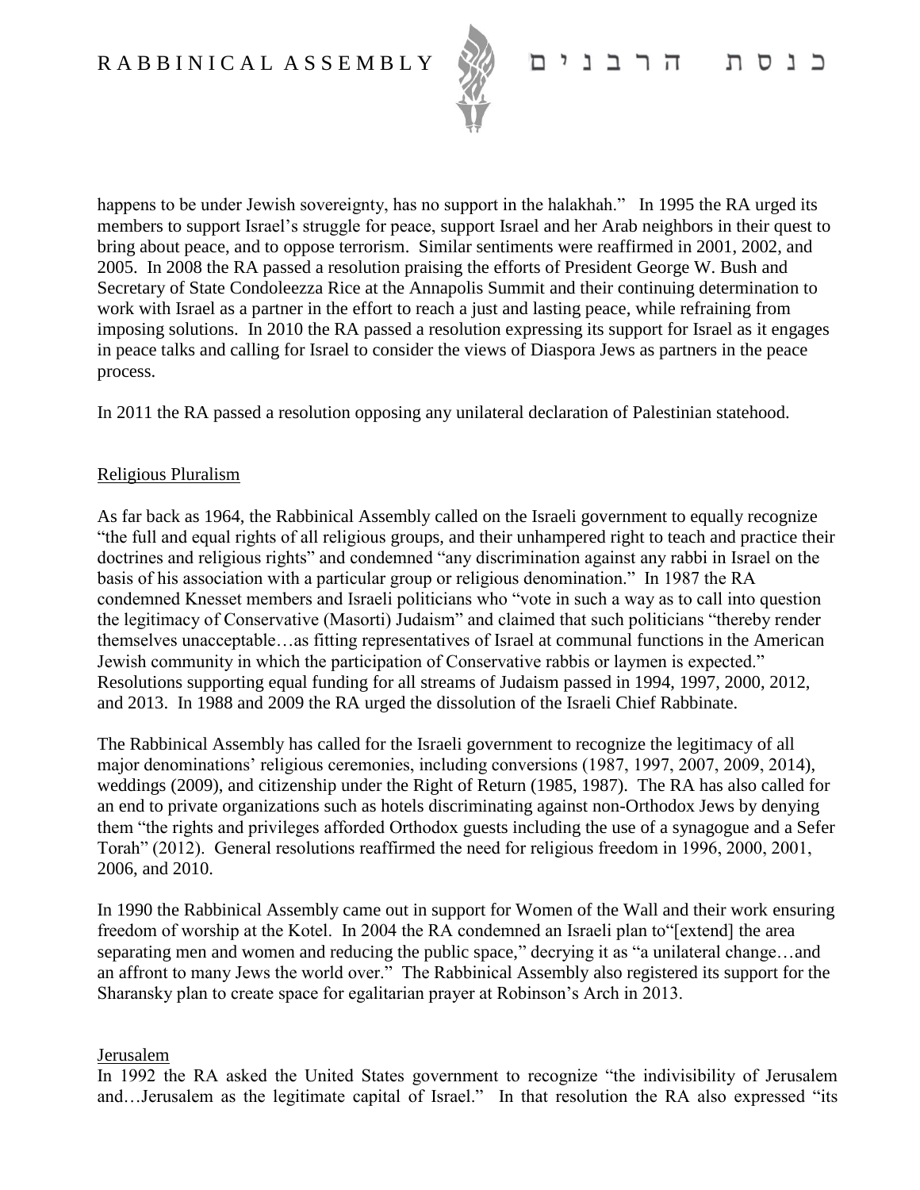happens to be under Jewish sovereignty, has no support in the halakhah." In 1995 the RA urged its members to support Israel's struggle for peace, support Israel and her Arab neighbors in their quest to bring about peace, and to oppose terrorism. Similar sentiments were reaffirmed in 2001, 2002, and 2005. In 2008 the RA passed a resolution praising the efforts of President George W. Bush and Secretary of State Condoleezza Rice at the Annapolis Summit and their continuing determination to work with Israel as a partner in the effort to reach a just and lasting peace, while refraining from imposing solutions. In 2010 the RA passed a resolution expressing its support for Israel as it engages in peace talks and calling for Israel to consider the views of Diaspora Jews as partners in the peace process.

In 2011 the RA passed a resolution opposing any unilateral declaration of Palestinian statehood.

## Religious Pluralism

As far back as 1964, the Rabbinical Assembly called on the Israeli government to equally recognize "the full and equal rights of all religious groups, and their unhampered right to teach and practice their doctrines and religious rights" and condemned "any discrimination against any rabbi in Israel on the basis of his association with a particular group or religious denomination." In 1987 the RA condemned Knesset members and Israeli politicians who "vote in such a way as to call into question the legitimacy of Conservative (Masorti) Judaism" and claimed that such politicians "thereby render themselves unacceptable…as fitting representatives of Israel at communal functions in the American Jewish community in which the participation of Conservative rabbis or laymen is expected." Resolutions supporting equal funding for all streams of Judaism passed in 1994, 1997, 2000, 2012, and 2013. In 1988 and 2009 the RA urged the dissolution of the Israeli Chief Rabbinate.

The Rabbinical Assembly has called for the Israeli government to recognize the legitimacy of all major denominations' religious ceremonies, including conversions (1987, 1997, 2007, 2009, 2014), weddings (2009), and citizenship under the Right of Return (1985, 1987). The RA has also called for an end to private organizations such as hotels discriminating against non-Orthodox Jews by denying them "the rights and privileges afforded Orthodox guests including the use of a synagogue and a Sefer Torah" (2012). General resolutions reaffirmed the need for religious freedom in 1996, 2000, 2001, 2006, and 2010.

In 1990 the Rabbinical Assembly came out in support for Women of the Wall and their work ensuring freedom of worship at the Kotel. In 2004 the RA condemned an Israeli plan to"[extend] the area separating men and women and reducing the public space," decrying it as "a unilateral change…and an affront to many Jews the world over." The Rabbinical Assembly also registered its support for the Sharansky plan to create space for egalitarian prayer at Robinson's Arch in 2013.

## Jerusalem

In 1992 the RA asked the United States government to recognize "the indivisibility of Jerusalem and…Jerusalem as the legitimate capital of Israel." In that resolution the RA also expressed "its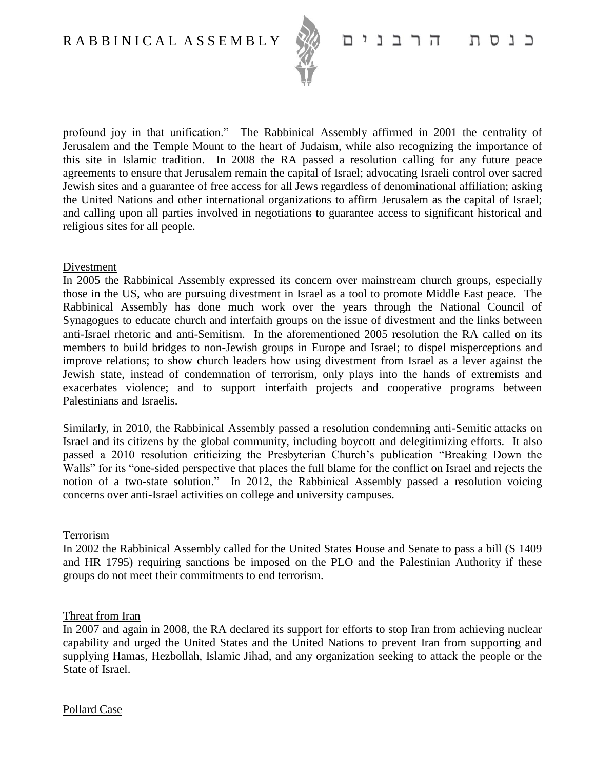profound joy in that unification." The Rabbinical Assembly affirmed in 2001 the centrality of Jerusalem and the Temple Mount to the heart of Judaism, while also recognizing the importance of this site in Islamic tradition. In 2008 the RA passed a resolution calling for any future peace agreements to ensure that Jerusalem remain the capital of Israel; advocating Israeli control over sacred Jewish sites and a guarantee of free access for all Jews regardless of denominational affiliation; asking the United Nations and other international organizations to affirm Jerusalem as the capital of Israel; and calling upon all parties involved in negotiations to guarantee access to significant historical and religious sites for all people.

## Divestment

In 2005 the Rabbinical Assembly expressed its concern over mainstream church groups, especially those in the US, who are pursuing divestment in Israel as a tool to promote Middle East peace. The Rabbinical Assembly has done much work over the years through the National Council of Synagogues to educate church and interfaith groups on the issue of divestment and the links between anti-Israel rhetoric and anti-Semitism. In the aforementioned 2005 resolution the RA called on its members to build bridges to non-Jewish groups in Europe and Israel; to dispel misperceptions and improve relations; to show church leaders how using divestment from Israel as a lever against the Jewish state, instead of condemnation of terrorism, only plays into the hands of extremists and exacerbates violence; and to support interfaith projects and cooperative programs between Palestinians and Israelis.

Similarly, in 2010, the Rabbinical Assembly passed a resolution condemning anti-Semitic attacks on Israel and its citizens by the global community, including boycott and delegitimizing efforts. It also passed a 2010 resolution criticizing the Presbyterian Church's publication "Breaking Down the Walls" for its "one-sided perspective that places the full blame for the conflict on Israel and rejects the notion of a two-state solution." In 2012, the Rabbinical Assembly passed a resolution voicing concerns over anti-Israel activities on college and university campuses.

## Terrorism

In 2002 the Rabbinical Assembly called for the United States House and Senate to pass a bill (S 1409 and HR 1795) requiring sanctions be imposed on the PLO and the Palestinian Authority if these groups do not meet their commitments to end terrorism.

## Threat from Iran

In 2007 and again in 2008, the RA declared its support for efforts to stop Iran from achieving nuclear capability and urged the United States and the United Nations to prevent Iran from supporting and supplying Hamas, Hezbollah, Islamic Jihad, and any organization seeking to attack the people or the State of Israel.

## Pollard Case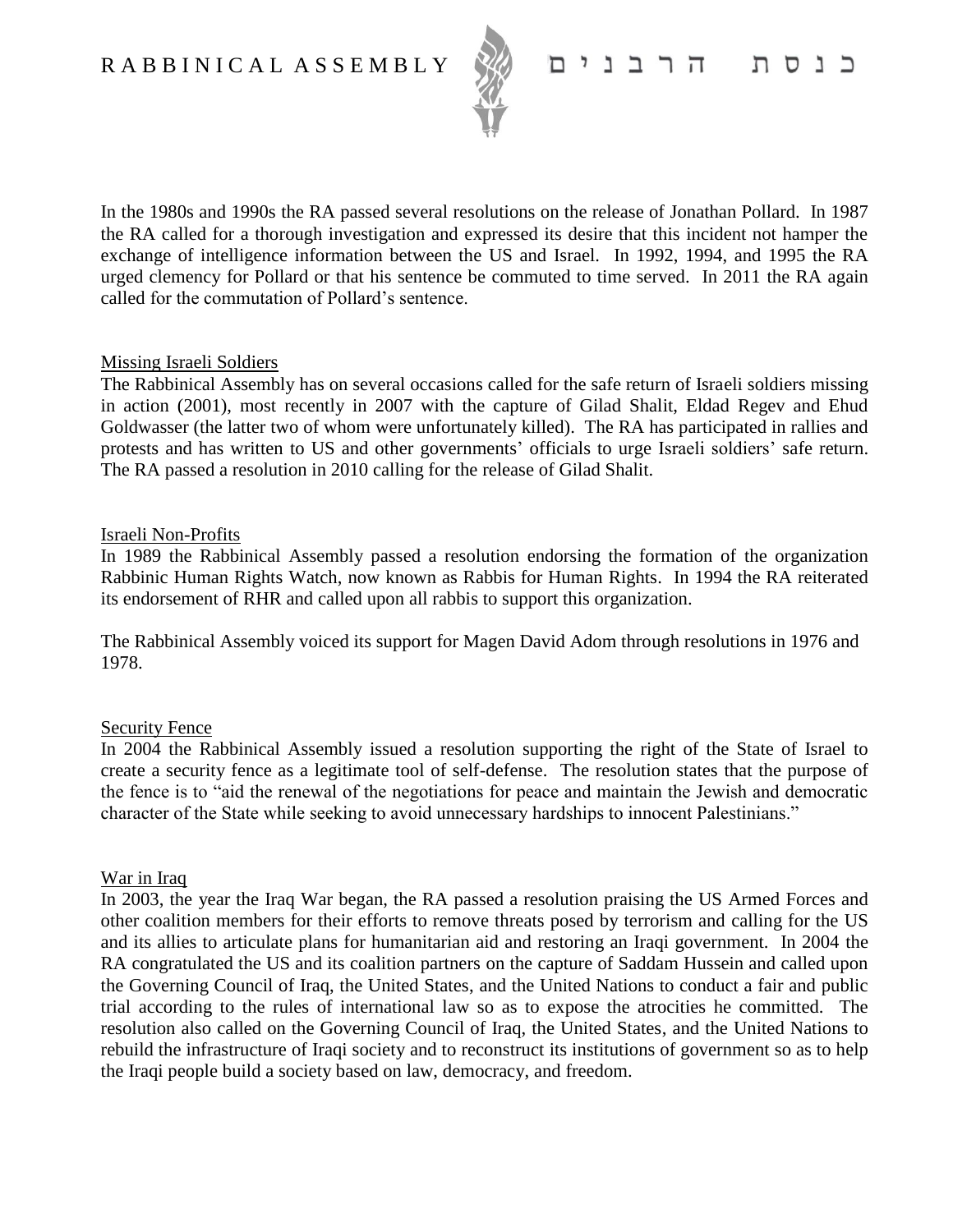In the 1980s and 1990s the RA passed several resolutions on the release of Jonathan Pollard. In 1987 the RA called for a thorough investigation and expressed its desire that this incident not hamper the exchange of intelligence information between the US and Israel. In 1992, 1994, and 1995 the RA urged clemency for Pollard or that his sentence be commuted to time served. In 2011 the RA again called for the commutation of Pollard's sentence.

## Missing Israeli Soldiers

The Rabbinical Assembly has on several occasions called for the safe return of Israeli soldiers missing in action (2001), most recently in 2007 with the capture of Gilad Shalit, Eldad Regev and Ehud Goldwasser (the latter two of whom were unfortunately killed). The RA has participated in rallies and protests and has written to US and other governments' officials to urge Israeli soldiers' safe return. The RA passed a resolution in 2010 calling for the release of Gilad Shalit.

## Israeli Non-Profits

In 1989 the Rabbinical Assembly passed a resolution endorsing the formation of the organization Rabbinic Human Rights Watch, now known as Rabbis for Human Rights. In 1994 the RA reiterated its endorsement of RHR and called upon all rabbis to support this organization.

The Rabbinical Assembly voiced its support for Magen David Adom through resolutions in 1976 and 1978.

## Security Fence

In 2004 the Rabbinical Assembly issued a resolution supporting the right of the State of Israel to create a security fence as a legitimate tool of self-defense. The resolution states that the purpose of the fence is to "aid the renewal of the negotiations for peace and maintain the Jewish and democratic character of the State while seeking to avoid unnecessary hardships to innocent Palestinians."

## War in Iraq

In 2003, the year the Iraq War began, the RA passed a resolution praising the US Armed Forces and other coalition members for their efforts to remove threats posed by terrorism and calling for the US and its allies to articulate plans for humanitarian aid and restoring an Iraqi government. In 2004 the RA congratulated the US and its coalition partners on the capture of Saddam Hussein and called upon the Governing Council of Iraq, the United States, and the United Nations to conduct a fair and public trial according to the rules of international law so as to expose the atrocities he committed. The resolution also called on the Governing Council of Iraq, the United States, and the United Nations to rebuild the infrastructure of Iraqi society and to reconstruct its institutions of government so as to help the Iraqi people build a society based on law, democracy, and freedom.